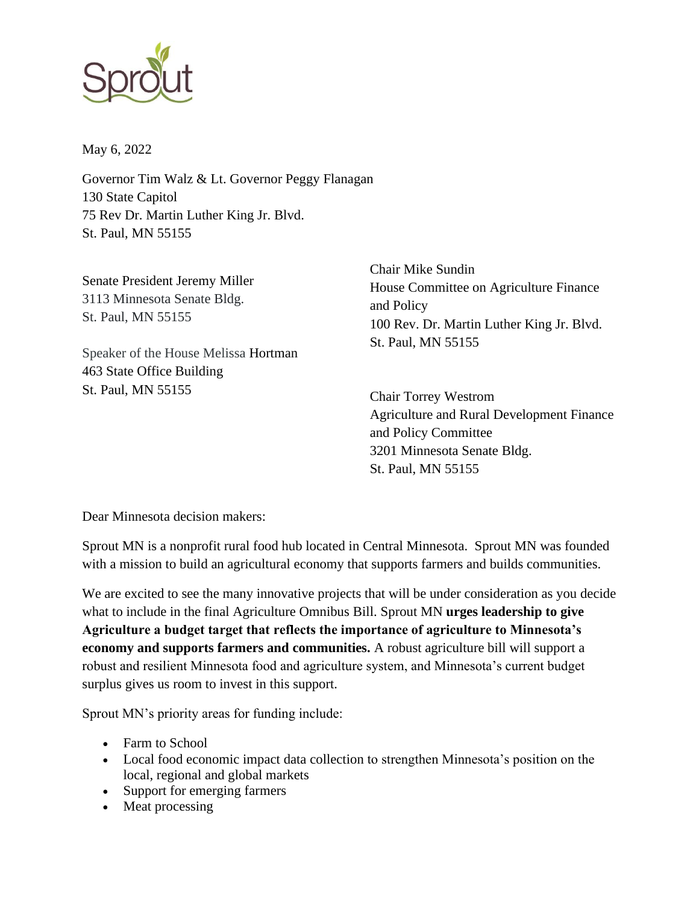Sprout

May 6, 2022

Governor Tim Walz & Lt. Governor Peggy Flanagan
130 State Capitol
75 Rev Dr. Martin Luther King Jr. Blvd.
St. Paul, MN 55155

Senate President Jeremy Miller
3113 Minnesota Senate Bldg.
St. Paul, MN 55155

Speaker of the House Melissa Hortman
463 State Office Building
St. Paul, MN 55155

Chair Mike Sundin
House Committee on Agriculture Finance and Policy
100 Rev. Dr. Martin Luther King Jr. Blvd.
St. Paul, MN 55155

Chair Torrey Westrom
Agriculture and Rural Development Finance and Policy Committee
3201 Minnesota Senate Bldg.
St. Paul, MN 55155

Dear Minnesota decision makers:

Sprout MN is a nonprofit rural food hub located in Central Minnesota. Sprout MN was founded with a mission to build an agricultural economy that supports farmers and builds communities.

We are excited to see the many innovative projects that will be under consideration as you decide what to include in the final Agriculture Omnibus Bill. Sprout MN **urges leadership to give Agriculture a budget target that reflects the importance of agriculture to Minnesota's economy and supports farmers and communities.** A robust agriculture bill will support a robust and resilient Minnesota food and agriculture system, and Minnesota's current budget surplus gives us room to invest in this support.

Sprout MN's priority areas for funding include:

- Farm to School
- Local food economic impact data collection to strengthen Minnesota's position on the local, regional and global markets
- Support for emerging farmers
- Meat processing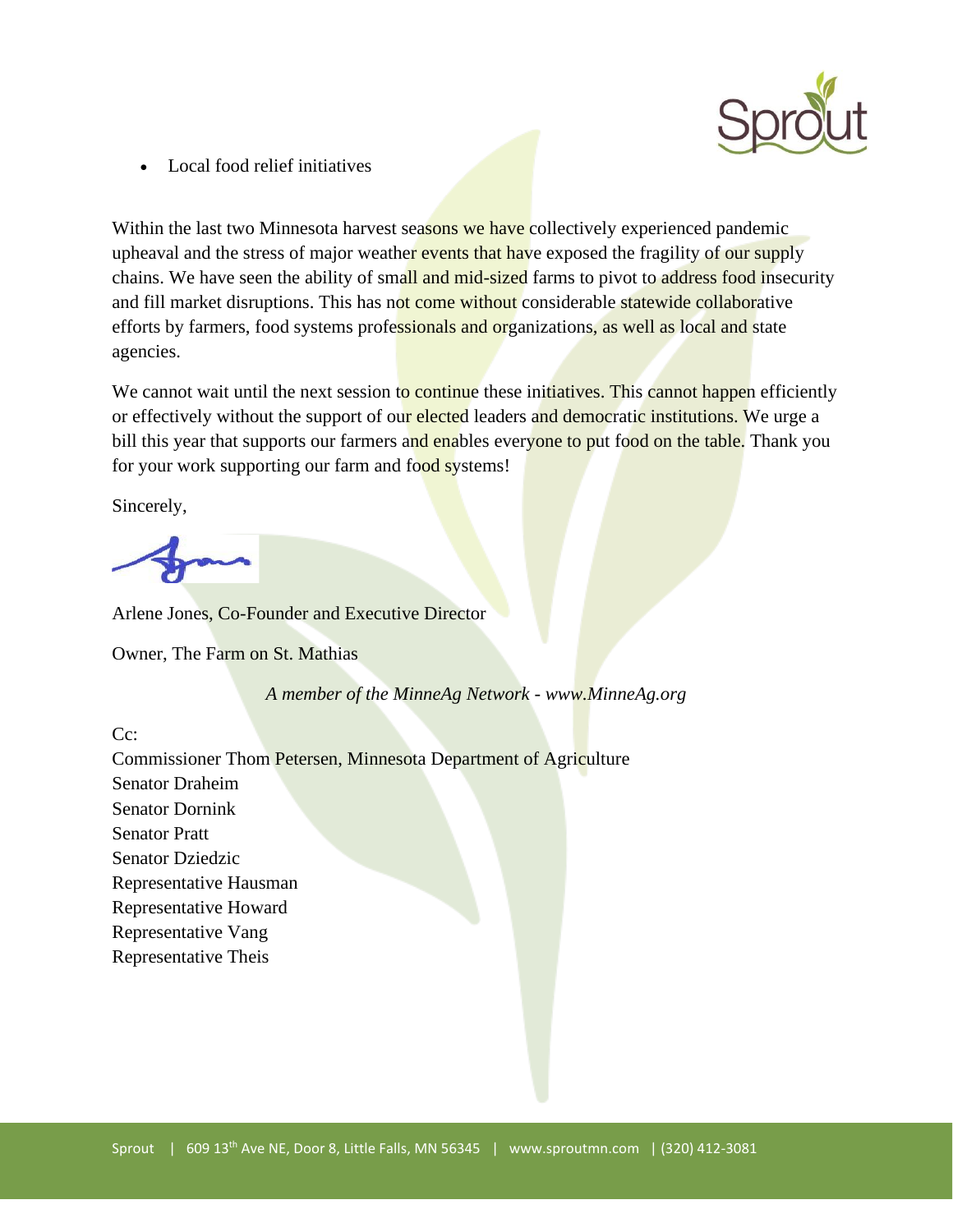- Local food relief initiatives

Within the last two Minnesota harvest seasons we have collectively experienced pandemic upheaval and the stress of major weather events that have exposed the fragility of our supply chains. We have seen the ability of small and mid-sized farms to pivot to address food insecurity and fill market disruptions. This has not come without considerable statewide collaborative efforts by farmers, food systems professionals and organizations, as well as local and state agencies.

We cannot wait until the next session to continue these initiatives. This cannot happen efficiently or effectively without the support of our elected leaders and democratic institutions. We urge a bill this year that supports our farmers and enables everyone to put food on the table. Thank you for your work supporting our farm and food systems!

Sincerely,

Arlene Jones, Co-Founder and Executive Director

Owner, The Farm on St. Mathias

*A member of the MinneAg Network - www.MinneAg.org*

Cc:
Commissioner Thom Petersen, Minnesota Department of Agriculture
Senator Draheim
Senator Dornink
Senator Pratt
Senator Dziedzic
Representative Hausman
Representative Howard
Representative Vang
Representative Theis

Sprout | 609 13th Ave NE, Door 8, Little Falls, MN 56345 | www.sproutmn.com | (320) 412-3081